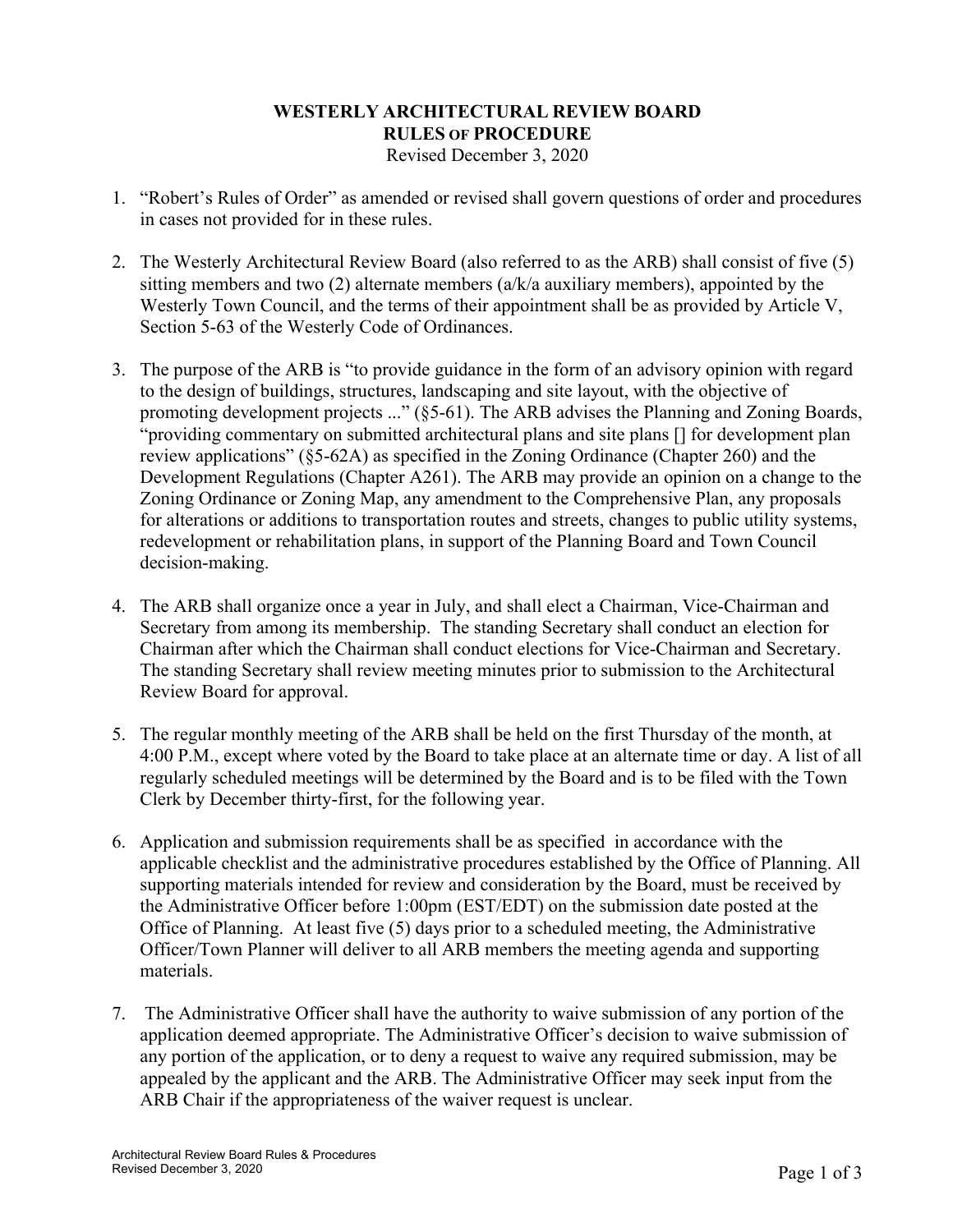# WESTERLY ARCHITECTURAL REVIEW BOARD
## RULES OF PROCEDURE

Revised December 3, 2020

1. "Robert's Rules of Order" as amended or revised shall govern questions of order and procedures in cases not provided for in these rules.

2. The Westerly Architectural Review Board (also referred to as the ARB) shall consist of five (5) sitting members and two (2) alternate members (a/k/a auxiliary members), appointed by the Westerly Town Council, and the terms of their appointment shall be as provided by Article V, Section 5-63 of the Westerly Code of Ordinances.

3. The purpose of the ARB is "to provide guidance in the form of an advisory opinion with regard to the design of buildings, structures, landscaping and site layout, with the objective of promoting development projects ..." (§5-61). The ARB advises the Planning and Zoning Boards, "providing commentary on submitted architectural plans and site plans [] for development plan review applications" (§5-62A) as specified in the Zoning Ordinance (Chapter 260) and the Development Regulations (Chapter A261). The ARB may provide an opinion on a change to the Zoning Ordinance or Zoning Map, any amendment to the Comprehensive Plan, any proposals for alterations or additions to transportation routes and streets, changes to public utility systems, redevelopment or rehabilitation plans, in support of the Planning Board and Town Council decision-making.

4. The ARB shall organize once a year in July, and shall elect a Chairman, Vice-Chairman and Secretary from among its membership. The standing Secretary shall conduct an election for Chairman after which the Chairman shall conduct elections for Vice-Chairman and Secretary. The standing Secretary shall review meeting minutes prior to submission to the Architectural Review Board for approval.

5. The regular monthly meeting of the ARB shall be held on the first Thursday of the month, at 4:00 P.M., except where voted by the Board to take place at an alternate time or day. A list of all regularly scheduled meetings will be determined by the Board and is to be filed with the Town Clerk by December thirty-first, for the following year.

6. Application and submission requirements shall be as specified in accordance with the applicable checklist and the administrative procedures established by the Office of Planning. All supporting materials intended for review and consideration by the Board, must be received by the Administrative Officer before 1:00pm (EST/EDT) on the submission date posted at the Office of Planning. At least five (5) days prior to a scheduled meeting, the Administrative Officer/Town Planner will deliver to all ARB members the meeting agenda and supporting materials.

7. The Administrative Officer shall have the authority to waive submission of any portion of the application deemed appropriate. The Administrative Officer's decision to waive submission of any portion of the application, or to deny a request to waive any required submission, may be appealed by the applicant and the ARB. The Administrative Officer may seek input from the ARB Chair if the appropriateness of the waiver request is unclear.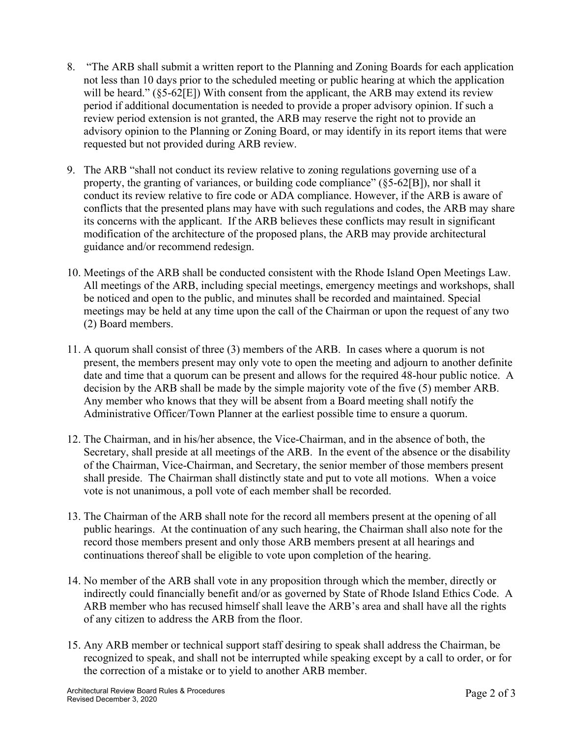8. "The ARB shall submit a written report to the Planning and Zoning Boards for each application not less than 10 days prior to the scheduled meeting or public hearing at which the application will be heard." (§5-62[E]) With consent from the applicant, the ARB may extend its review period if additional documentation is needed to provide a proper advisory opinion. If such a review period extension is not granted, the ARB may reserve the right not to provide an advisory opinion to the Planning or Zoning Board, or may identify in its report items that were requested but not provided during ARB review.

9. The ARB "shall not conduct its review relative to zoning regulations governing use of a property, the granting of variances, or building code compliance" (§5-62[B]), nor shall it conduct its review relative to fire code or ADA compliance. However, if the ARB is aware of conflicts that the presented plans may have with such regulations and codes, the ARB may share its concerns with the applicant. If the ARB believes these conflicts may result in significant modification of the architecture of the proposed plans, the ARB may provide architectural guidance and/or recommend redesign.

10. Meetings of the ARB shall be conducted consistent with the Rhode Island Open Meetings Law. All meetings of the ARB, including special meetings, emergency meetings and workshops, shall be noticed and open to the public, and minutes shall be recorded and maintained. Special meetings may be held at any time upon the call of the Chairman or upon the request of any two (2) Board members.

11. A quorum shall consist of three (3) members of the ARB. In cases where a quorum is not present, the members present may only vote to open the meeting and adjourn to another definite date and time that a quorum can be present and allows for the required 48-hour public notice. A decision by the ARB shall be made by the simple majority vote of the five (5) member ARB. Any member who knows that they will be absent from a Board meeting shall notify the Administrative Officer/Town Planner at the earliest possible time to ensure a quorum.

12. The Chairman, and in his/her absence, the Vice-Chairman, and in the absence of both, the Secretary, shall preside at all meetings of the ARB. In the event of the absence or the disability of the Chairman, Vice-Chairman, and Secretary, the senior member of those members present shall preside. The Chairman shall distinctly state and put to vote all motions. When a voice vote is not unanimous, a poll vote of each member shall be recorded.

13. The Chairman of the ARB shall note for the record all members present at the opening of all public hearings. At the continuation of any such hearing, the Chairman shall also note for the record those members present and only those ARB members present at all hearings and continuations thereof shall be eligible to vote upon completion of the hearing.

14. No member of the ARB shall vote in any proposition through which the member, directly or indirectly could financially benefit and/or as governed by State of Rhode Island Ethics Code. A ARB member who has recused himself shall leave the ARB's area and shall have all the rights of any citizen to address the ARB from the floor.

15. Any ARB member or technical support staff desiring to speak shall address the Chairman, be recognized to speak, and shall not be interrupted while speaking except by a call to order, or for the correction of a mistake or to yield to another ARB member.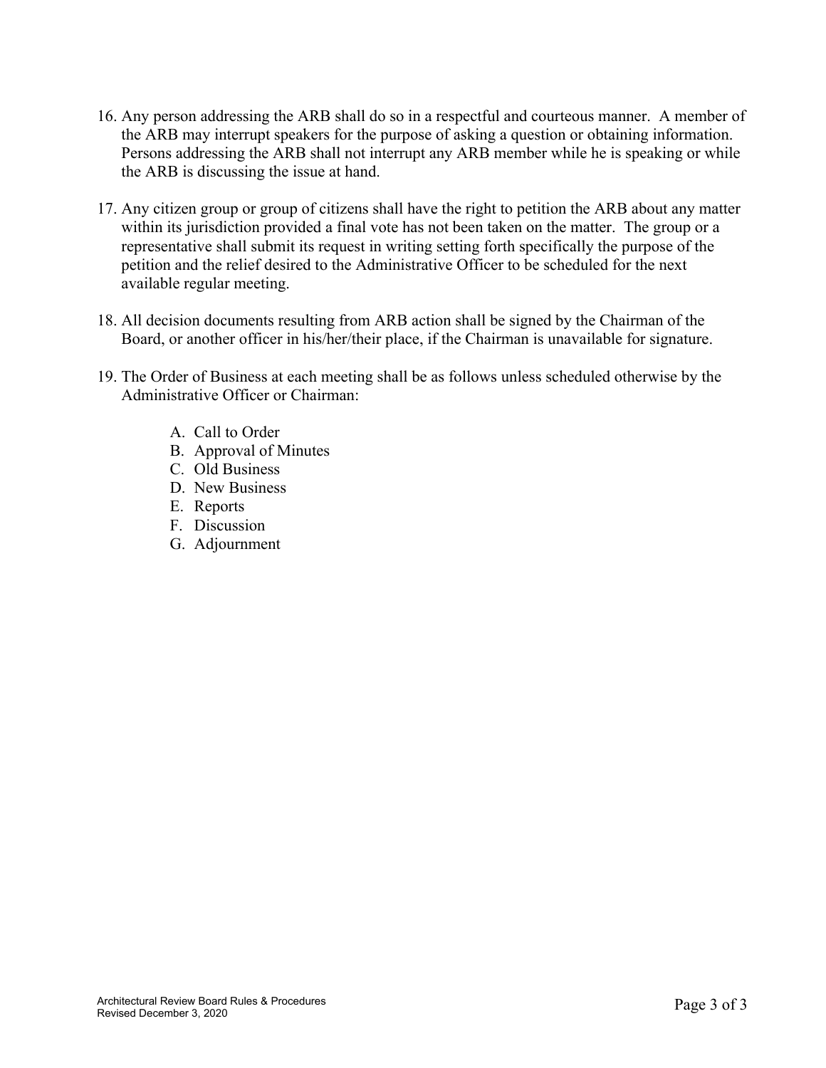16. Any person addressing the ARB shall do so in a respectful and courteous manner. A member of the ARB may interrupt speakers for the purpose of asking a question or obtaining information. Persons addressing the ARB shall not interrupt any ARB member while he is speaking or while the ARB is discussing the issue at hand.

17. Any citizen group or group of citizens shall have the right to petition the ARB about any matter within its jurisdiction provided a final vote has not been taken on the matter. The group or a representative shall submit its request in writing setting forth specifically the purpose of the petition and the relief desired to the Administrative Officer to be scheduled for the next available regular meeting.

18. All decision documents resulting from ARB action shall be signed by the Chairman of the Board, or another officer in his/her/their place, if the Chairman is unavailable for signature.

19. The Order of Business at each meeting shall be as follows unless scheduled otherwise by the Administrative Officer or Chairman:

    A. Call to Order
    B. Approval of Minutes
    C. Old Business
    D. New Business
    E. Reports
    F. Discussion
    G. Adjournment